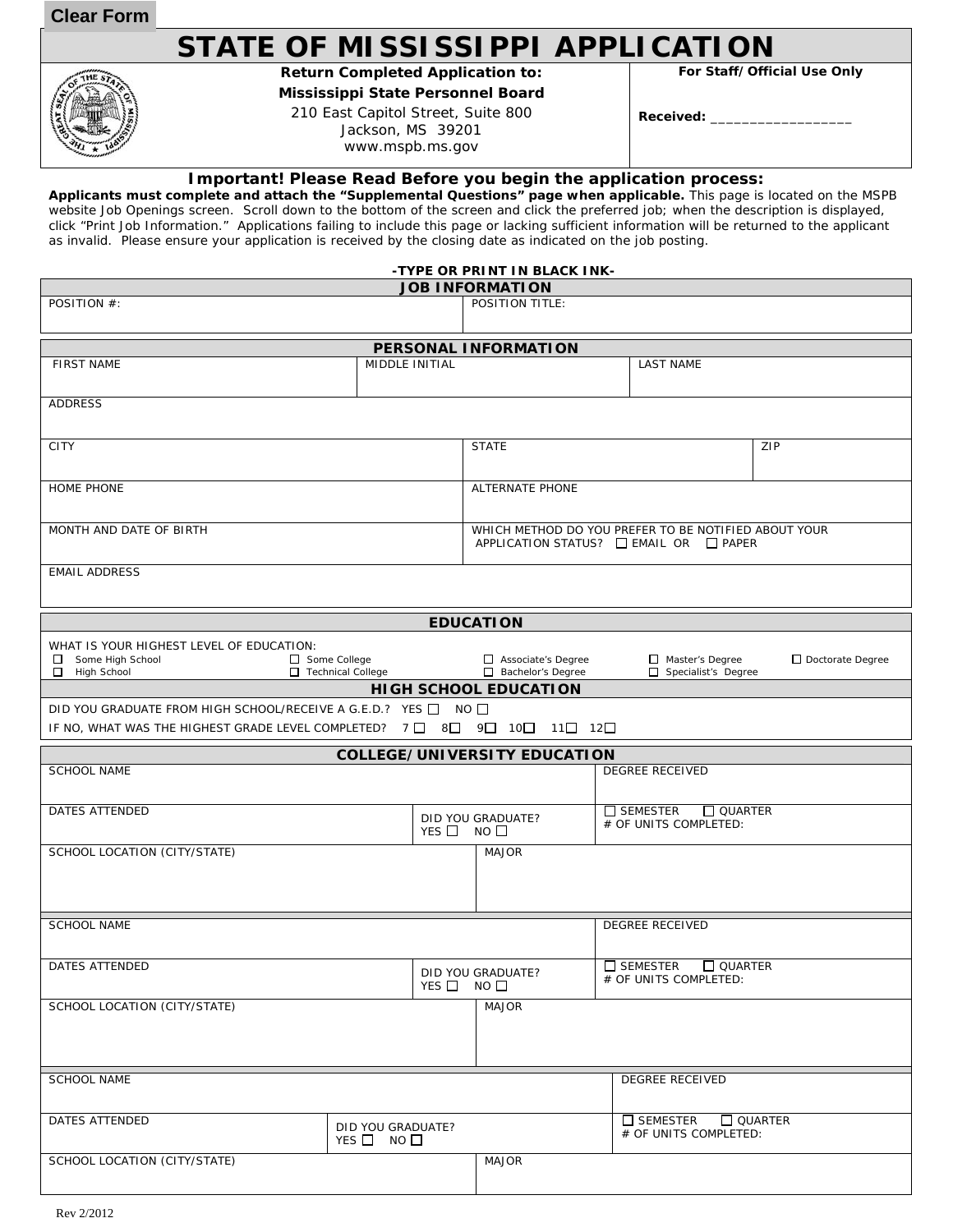Clear Form

# STATE OF MISSISSIPPI APPLICATION

**Return Completed Application to:**
**Mississippi State Personnel Board**
210 East Capitol Street, Suite 800
Jackson, MS 39201
www.mspb.ms.gov

**For Staff/Official Use Only**

**Received:** ___________________

### Important! Please Read Before you begin the application process:

**Applicants must complete and attach the "Supplemental Questions" page when applicable.** This page is located on the MSPB website Job Openings screen. Scroll down to the bottom of the screen and click the preferred job; when the description is displayed, click "Print Job Information." Applications failing to include this page or lacking sufficient information will be returned to the applicant as invalid. Please ensure your application is received by the closing date as indicated on the job posting.

**-TYPE OR PRINT IN BLACK INK-**

## JOB INFORMATION

| POSITION #: | POSITION TITLE: |
|---|---|
| | |

## PERSONAL INFORMATION

| FIRST NAME | MIDDLE INITIAL | LAST NAME |
|---|---|---|
| | | |

| ADDRESS |
|---|
| |

| CITY | STATE | ZIP |
|---|---|---|
| | | |

| HOME PHONE | ALTERNATE PHONE |
|---|---|
| | |

| MONTH AND DATE OF BIRTH | WHICH METHOD DO YOU PREFER TO BE NOTIFIED ABOUT YOUR APPLICATION STATUS? ☐ EMAIL OR ☐ PAPER |
|---|---|
| | |

| EMAIL ADDRESS |
|---|
| |

## EDUCATION

WHAT IS YOUR HIGHEST LEVEL OF EDUCATION:

☐ Some High School ☐ Some College ☐ Associate's Degree ☐ Master's Degree ☐ Doctorate Degree
☐ High School ☐ Technical College ☐ Bachelor's Degree ☐ Specialist's Degree

## HIGH SCHOOL EDUCATION

DID YOU GRADUATE FROM HIGH SCHOOL/RECEIVE A G.E.D.? YES ☐ NO ☐

IF NO, WHAT WAS THE HIGHEST GRADE LEVEL COMPLETED? 7 ☐ 8☐ 9☐ 10☐ 11☐ 12☐

## COLLEGE/UNIVERSITY EDUCATION

| SCHOOL NAME | | DEGREE RECEIVED |
|---|---|---|
| DATES ATTENDED | DID YOU GRADUATE? YES ☐ NO ☐ | ☐ SEMESTER ☐ QUARTER # OF UNITS COMPLETED: |
| SCHOOL LOCATION (CITY/STATE) | MAJOR | |

| SCHOOL NAME | | DEGREE RECEIVED |
|---|---|---|
| DATES ATTENDED | DID YOU GRADUATE? YES ☐ NO ☐ | ☐ SEMESTER ☐ QUARTER # OF UNITS COMPLETED: |
| SCHOOL LOCATION (CITY/STATE) | MAJOR | |

| SCHOOL NAME | | DEGREE RECEIVED |
|---|---|---|
| DATES ATTENDED | DID YOU GRADUATE? YES ☐ NO ☐ | ☐ SEMESTER ☐ QUARTER # OF UNITS COMPLETED: |
| SCHOOL LOCATION (CITY/STATE) | MAJOR | |

Rev 2/2012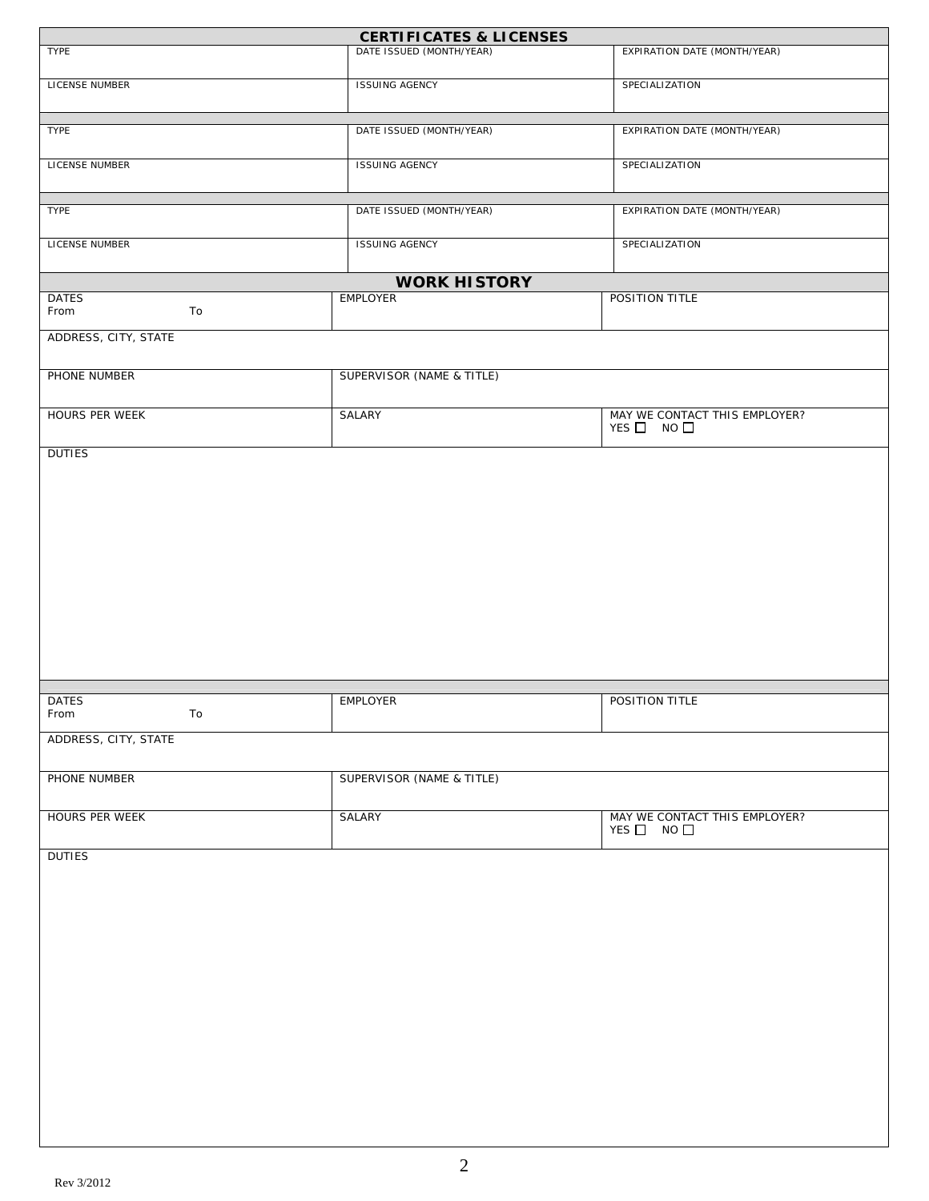## CERTIFICATES & LICENSES

| TYPE | DATE ISSUED (MONTH/YEAR) | EXPIRATION DATE (MONTH/YEAR) |
|---|---|---|
| LICENSE NUMBER | ISSUING AGENCY | SPECIALIZATION |

| TYPE | DATE ISSUED (MONTH/YEAR) | EXPIRATION DATE (MONTH/YEAR) |
|---|---|---|
| LICENSE NUMBER | ISSUING AGENCY | SPECIALIZATION |

| TYPE | DATE ISSUED (MONTH/YEAR) | EXPIRATION DATE (MONTH/YEAR) |
|---|---|---|
| LICENSE NUMBER | ISSUING AGENCY | SPECIALIZATION |

## WORK HISTORY

| DATES<br>From To | EMPLOYER | POSITION TITLE |
|---|---|---|
| ADDRESS, CITY, STATE | | |
| PHONE NUMBER | SUPERVISOR (NAME & TITLE) | |
| HOURS PER WEEK | SALARY | MAY WE CONTACT THIS EMPLOYER?<br>YES ☐ NO ☐ |
| DUTIES | | |

| DATES<br>From To | EMPLOYER | POSITION TITLE |
|---|---|---|
| ADDRESS, CITY, STATE | | |
| PHONE NUMBER | SUPERVISOR (NAME & TITLE) | |
| HOURS PER WEEK | SALARY | MAY WE CONTACT THIS EMPLOYER?<br>YES ☐ NO ☐ |
| DUTIES | | |

Rev 3/2012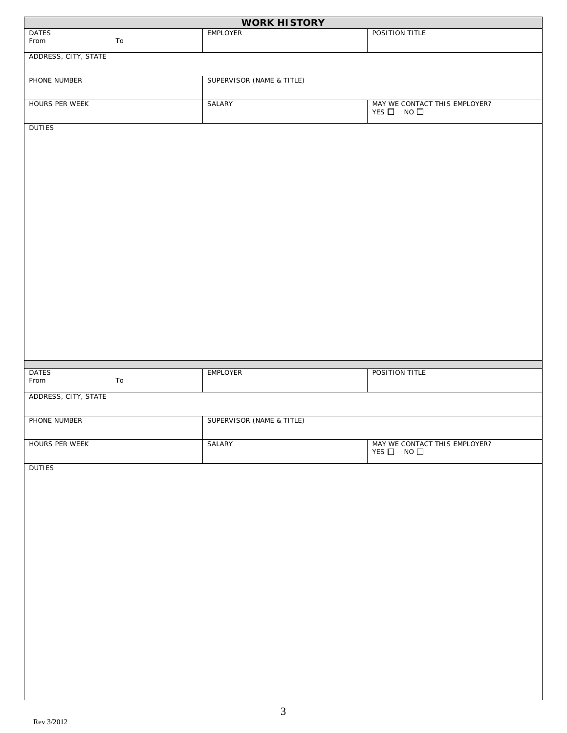## WORK HISTORY

| DATES<br>From To | EMPLOYER | POSITION TITLE |
|---|---|---|
| ADDRESS, CITY, STATE | | |
| PHONE NUMBER | SUPERVISOR (NAME & TITLE) | |
| HOURS PER WEEK | SALARY | MAY WE CONTACT THIS EMPLOYER?<br>YES ☐ NO ☐ |
| DUTIES | | |

| DATES<br>From To | EMPLOYER | POSITION TITLE |
|---|---|---|
| ADDRESS, CITY, STATE | | |
| PHONE NUMBER | SUPERVISOR (NAME & TITLE) | |
| HOURS PER WEEK | SALARY | MAY WE CONTACT THIS EMPLOYER?<br>YES ☐ NO ☐ |
| DUTIES | | |

Rev 3/2012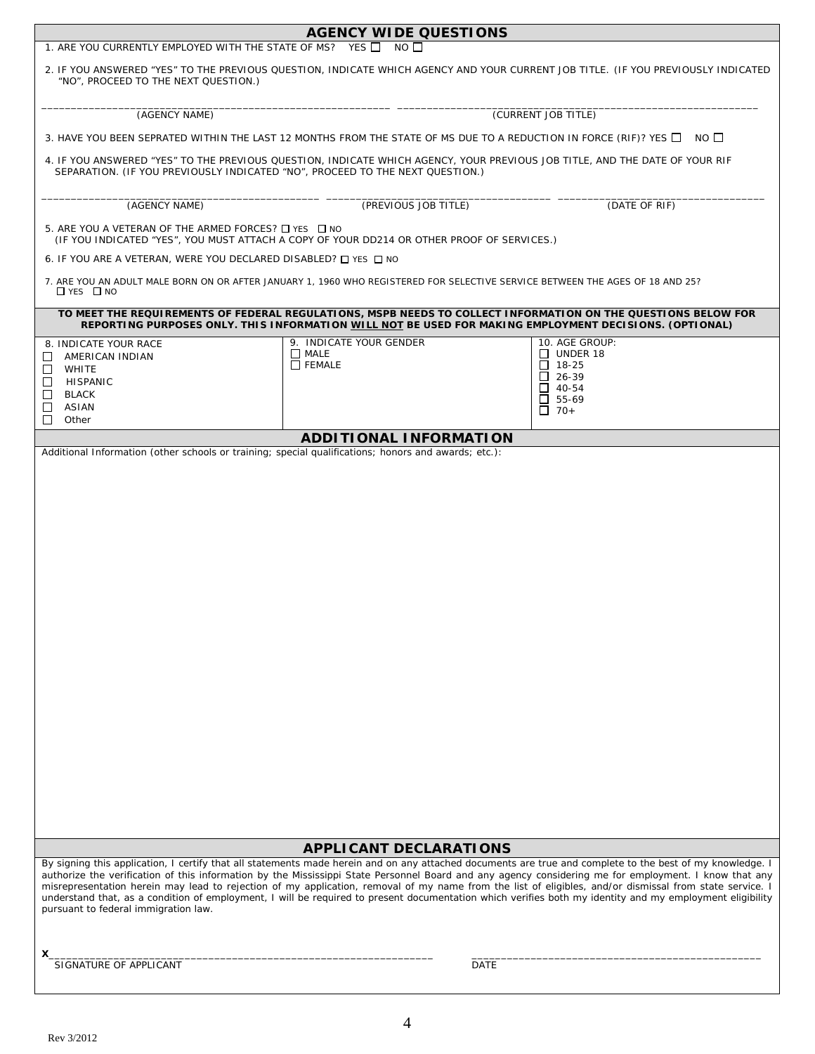## AGENCY WIDE QUESTIONS

1. ARE YOU CURRENTLY EMPLOYED WITH THE STATE OF MS? YES ☐ NO ☐

2. IF YOU ANSWERED "YES" TO THE PREVIOUS QUESTION, INDICATE WHICH AGENCY AND YOUR CURRENT JOB TITLE. (IF YOU PREVIOUSLY INDICATED "NO", PROCEED TO THE NEXT QUESTION.)

| ___________________________ | ___________________________ |
|---|---|
| (AGENCY NAME) | (CURRENT JOB TITLE) |

3. HAVE YOU BEEN SEPRATED WITHIN THE LAST 12 MONTHS FROM THE STATE OF MS DUE TO A REDUCTION IN FORCE (RIF)? YES ☐ NO ☐

4. IF YOU ANSWERED "YES" TO THE PREVIOUS QUESTION, INDICATE WHICH AGENCY, YOUR PREVIOUS JOB TITLE, AND THE DATE OF YOUR RIF SEPARATION. (IF YOU PREVIOUSLY INDICATED "NO", PROCEED TO THE NEXT QUESTION.)

| ___________________ | ___________________ | ___________________ |
|---|---|---|
| (AGENCY NAME) | (PREVIOUS JOB TITLE) | (DATE OF RIF) |

5. ARE YOU A VETERAN OF THE ARMED FORCES? ☐ YES ☐ NO
   (IF YOU INDICATED "YES", YOU MUST ATTACH A COPY OF YOUR DD214 OR OTHER PROOF OF SERVICES.)

6. IF YOU ARE A VETERAN, WERE YOU DECLARED DISABLED? ☐ YES ☐ NO

7. ARE YOU AN ADULT MALE BORN ON OR AFTER JANUARY 1, 1960 WHO REGISTERED FOR SELECTIVE SERVICE BETWEEN THE AGES OF 18 AND 25?
   ☐ YES ☐ NO

**TO MEET THE REQUIREMENTS OF FEDERAL REGULATIONS, MSPB NEEDS TO COLLECT INFORMATION ON THE QUESTIONS BELOW FOR REPORTING PURPOSES ONLY. THIS INFORMATION WILL NOT BE USED FOR MAKING EMPLOYMENT DECISIONS. (OPTIONAL)**

| 8. INDICATE YOUR RACE | 9. INDICATE YOUR GENDER | 10. AGE GROUP: |
|---|---|---|
| ☐ AMERICAN INDIAN | ☐ MALE | ☐ UNDER 18 |
| ☐ WHITE | ☐ FEMALE | ☐ 18-25 |
| ☐ HISPANIC | | ☐ 26-39 |
| ☐ BLACK | | ☐ 40-54 |
| ☐ ASIAN | | ☐ 55-69 |
| ☐ Other | | ☐ 70+ |

## ADDITIONAL INFORMATION

Additional Information (other schools or training; special qualifications; honors and awards; etc.):

## APPLICANT DECLARATIONS

By signing this application, I certify that all statements made herein and on any attached documents are true and complete to the best of my knowledge. I authorize the verification of this information by the Mississippi State Personnel Board and any agency considering me for employment. I know that any misrepresentation herein may lead to rejection of my application, removal of my name from the list of eligibles, and/or dismissal from state service. I understand that, as a condition of employment, I will be required to present documentation which verifies both my identity and my employment eligibility pursuant to federal immigration law.

| X___________________________ | ___________________________ |
|---|---|
| SIGNATURE OF APPLICANT | DATE |

Rev 3/2012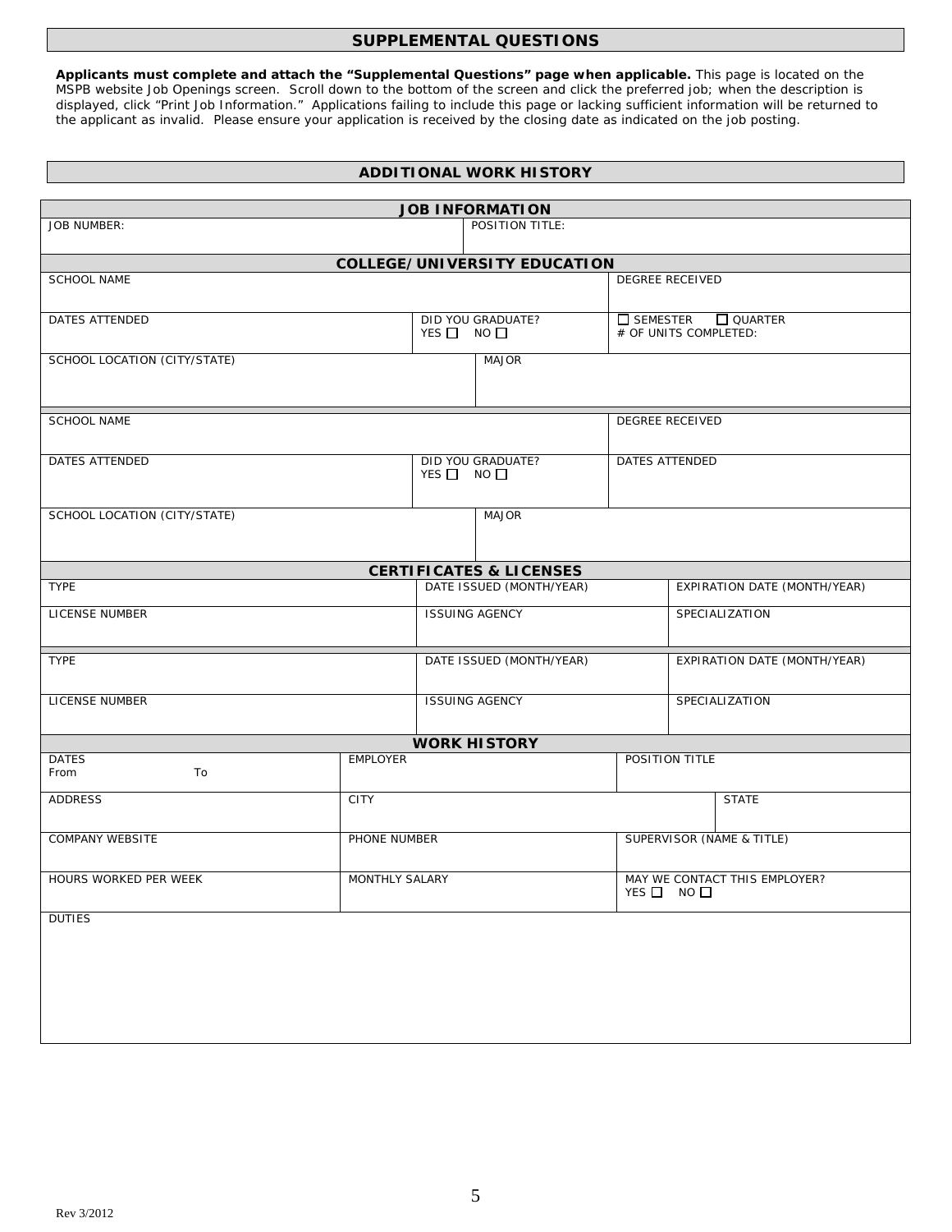## SUPPLEMENTAL QUESTIONS

**Applicants must complete and attach the "Supplemental Questions" page when applicable.** This page is located on the MSPB website Job Openings screen. Scroll down to the bottom of the screen and click the preferred job; when the description is displayed, click "Print Job Information." Applications failing to include this page or lacking sufficient information will be returned to the applicant as invalid. Please ensure your application is received by the closing date as indicated on the job posting.

## ADDITIONAL WORK HISTORY

### JOB INFORMATION

| | |
|---|---|
| JOB NUMBER: | POSITION TITLE: |

### COLLEGE/UNIVERSITY EDUCATION

| | | |
|---|---|---|
| SCHOOL NAME | | DEGREE RECEIVED |
| DATES ATTENDED | DID YOU GRADUATE? YES ☐ NO ☐ | ☐ SEMESTER ☐ QUARTER # OF UNITS COMPLETED: |
| SCHOOL LOCATION (CITY/STATE) | MAJOR | |

| | | |
|---|---|---|
| SCHOOL NAME | | DEGREE RECEIVED |
| DATES ATTENDED | DID YOU GRADUATE? YES ☐ NO ☐ | DATES ATTENDED |
| SCHOOL LOCATION (CITY/STATE) | MAJOR | |

### CERTIFICATES & LICENSES

| | | |
|---|---|---|
| TYPE | DATE ISSUED (MONTH/YEAR) | EXPIRATION DATE (MONTH/YEAR) |
| LICENSE NUMBER | ISSUING AGENCY | SPECIALIZATION |

| | | |
|---|---|---|
| TYPE | DATE ISSUED (MONTH/YEAR) | EXPIRATION DATE (MONTH/YEAR) |
| LICENSE NUMBER | ISSUING AGENCY | SPECIALIZATION |

### WORK HISTORY

| | | | |
|---|---|---|---|
| DATES From To | EMPLOYER | POSITION TITLE | |
| ADDRESS | CITY | | STATE |
| COMPANY WEBSITE | PHONE NUMBER | SUPERVISOR (NAME & TITLE) | |
| HOURS WORKED PER WEEK | MONTHLY SALARY | MAY WE CONTACT THIS EMPLOYER? YES ☐ NO ☐ | |
| DUTIES | | | |

Rev 3/2012